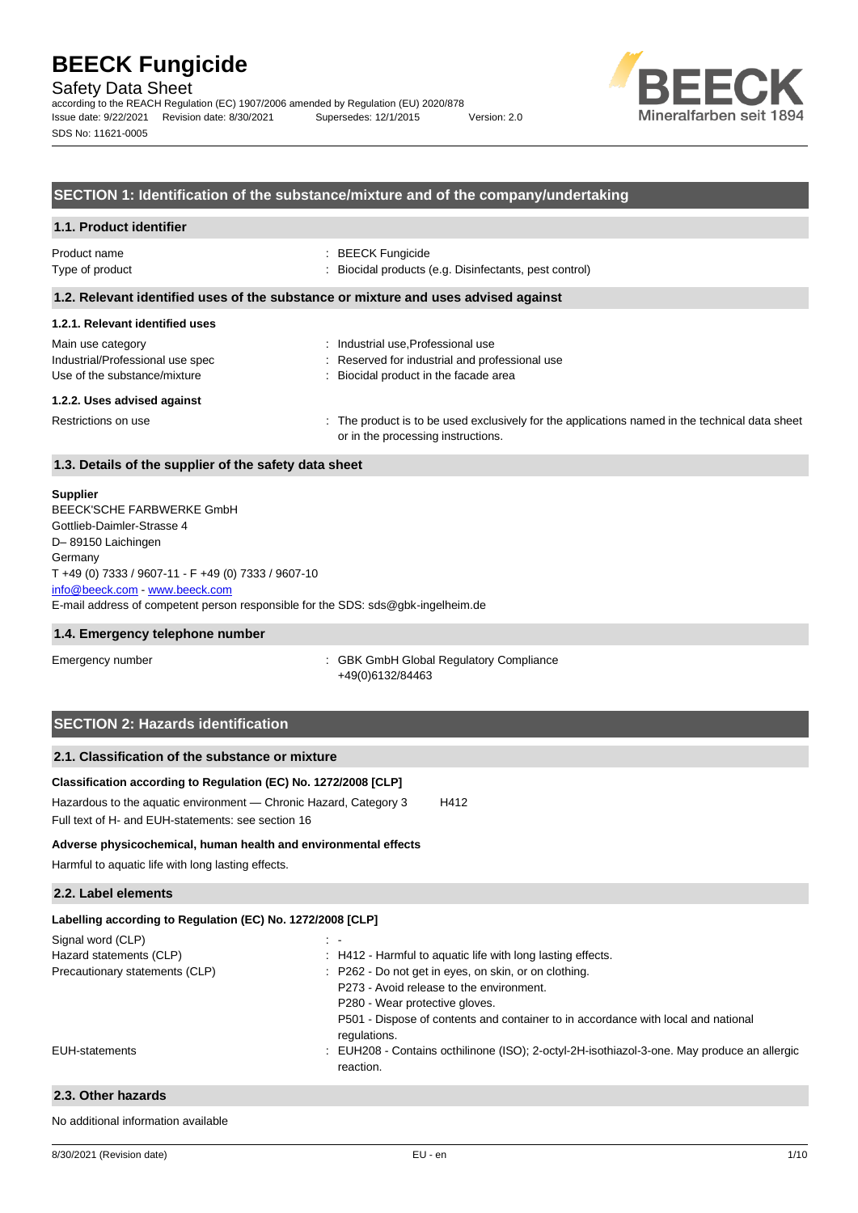# BEECK Fungicide

Safety Data Sheet

according to the REACH Regulation (EC) 1907/2006 amended by Regulation (EU) 2020/878

Issue date: 9/22/2021 Revision date: 8/30/2021 Supersedes: 12/1/2015 Version: 2.0

SDS No: 11621-0005

## SECTION 1: Identification of the substance/mixture and of the company/undertaking

### 1.1. Product identifier

| | |
|---|---|
| Product name | : BEECK Fungicide |
| Type of product | : Biocidal products (e.g. Disinfectants, pest control) |

### 1.2. Relevant identified uses of the substance or mixture and uses advised against

#### 1.2.1. Relevant identified uses

| | |
|---|---|
| Main use category | : Industrial use,Professional use |
| Industrial/Professional use spec | : Reserved for industrial and professional use |
| Use of the substance/mixture | : Biocidal product in the facade area |

#### 1.2.2. Uses advised against

| | |
|---|---|
| Restrictions on use | : The product is to be used exclusively for the applications named in the technical data sheet or in the processing instructions. |

### 1.3. Details of the supplier of the safety data sheet

**Supplier**

BEECK'SCHE FARBWERKE GmbH
Gottlieb-Daimler-Strasse 4
D– 89150 Laichingen
Germany
T +49 (0) 7333 / 9607-11 - F +49 (0) 7333 / 9607-10
info@beeck.com - www.beeck.com
E-mail address of competent person responsible for the SDS: sds@gbk-ingelheim.de

### 1.4. Emergency telephone number

| | |
|---|---|
| Emergency number | : GBK GmbH Global Regulatory Compliance +49(0)6132/84463 |

## SECTION 2: Hazards identification

### 2.1. Classification of the substance or mixture

**Classification according to Regulation (EC) No. 1272/2008 [CLP]**

Hazardous to the aquatic environment — Chronic Hazard, Category 3 H412

Full text of H- and EUH-statements: see section 16

**Adverse physicochemical, human health and environmental effects**

Harmful to aquatic life with long lasting effects.

### 2.2. Label elements

**Labelling according to Regulation (EC) No. 1272/2008 [CLP]**

| | |
|---|---|
| Signal word (CLP) | : - |
| Hazard statements (CLP) | : H412 - Harmful to aquatic life with long lasting effects. |
| Precautionary statements (CLP) | : P262 - Do not get in eyes, on skin, or on clothing.<br>P273 - Avoid release to the environment.<br>P280 - Wear protective gloves.<br>P501 - Dispose of contents and container to in accordance with local and national regulations. |
| EUH-statements | : EUH208 - Contains octhilinone (ISO); 2-octyl-2H-isothiazol-3-one. May produce an allergic reaction. |

### 2.3. Other hazards

No additional information available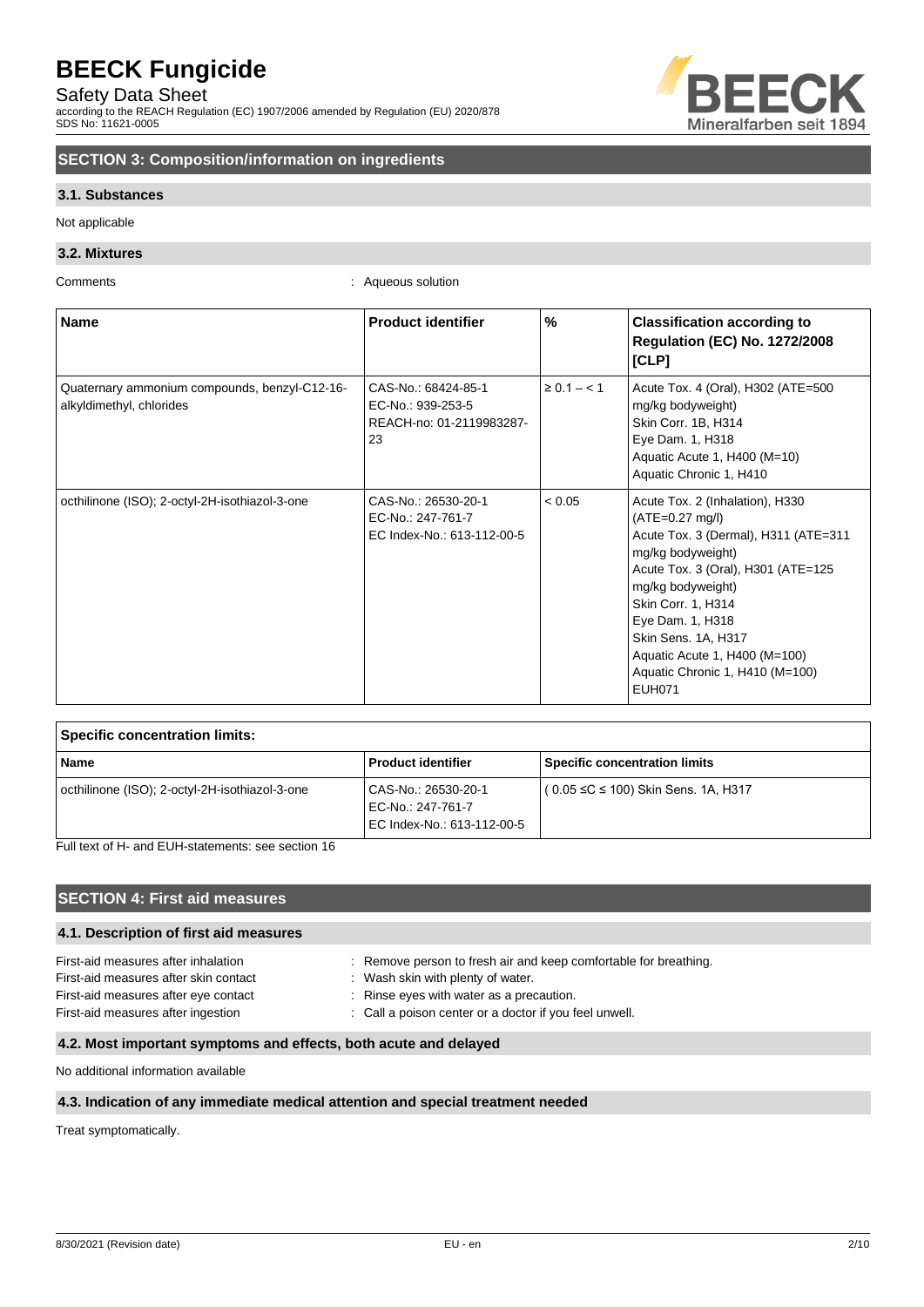## SECTION 3: Composition/information on ingredients

### 3.1. Substances

Not applicable

### 3.2. Mixtures

Comments : Aqueous solution

| Name | Product identifier | % | Classification according to Regulation (EC) No. 1272/2008 [CLP] |
|---|---|---|---|
| Quaternary ammonium compounds, benzyl-C12-16-alkyldimethyl, chlorides | CAS-No.: 68424-85-1<br>EC-No.: 939-253-5<br>REACH-no: 01-2119983287-23 | ≥ 0.1 – < 1 | Acute Tox. 4 (Oral), H302 (ATE=500 mg/kg bodyweight)<br>Skin Corr. 1B, H314<br>Eye Dam. 1, H318<br>Aquatic Acute 1, H400 (M=10)<br>Aquatic Chronic 1, H410 |
| octhilinone (ISO); 2-octyl-2H-isothiazol-3-one | CAS-No.: 26530-20-1<br>EC-No.: 247-761-7<br>EC Index-No.: 613-112-00-5 | < 0.05 | Acute Tox. 2 (Inhalation), H330 (ATE=0.27 mg/l)<br>Acute Tox. 3 (Dermal), H311 (ATE=311 mg/kg bodyweight)<br>Acute Tox. 3 (Oral), H301 (ATE=125 mg/kg bodyweight)<br>Skin Corr. 1, H314<br>Eye Dam. 1, H318<br>Skin Sens. 1A, H317<br>Aquatic Acute 1, H400 (M=100)<br>Aquatic Chronic 1, H410 (M=100)<br>EUH071 |

| Specific concentration limits: | | |
|---|---|---|
| **Name** | **Product identifier** | **Specific concentration limits** |
| octhilinone (ISO); 2-octyl-2H-isothiazol-3-one | CAS-No.: 26530-20-1<br>EC-No.: 247-761-7<br>EC Index-No.: 613-112-00-5 | ( 0.05 ≤C ≤ 100) Skin Sens. 1A, H317 |

Full text of H- and EUH-statements: see section 16

## SECTION 4: First aid measures

### 4.1. Description of first aid measures

First-aid measures after inhalation : Remove person to fresh air and keep comfortable for breathing.
First-aid measures after skin contact : Wash skin with plenty of water.
First-aid measures after eye contact : Rinse eyes with water as a precaution.
First-aid measures after ingestion : Call a poison center or a doctor if you feel unwell.

### 4.2. Most important symptoms and effects, both acute and delayed

No additional information available

### 4.3. Indication of any immediate medical attention and special treatment needed

Treat symptomatically.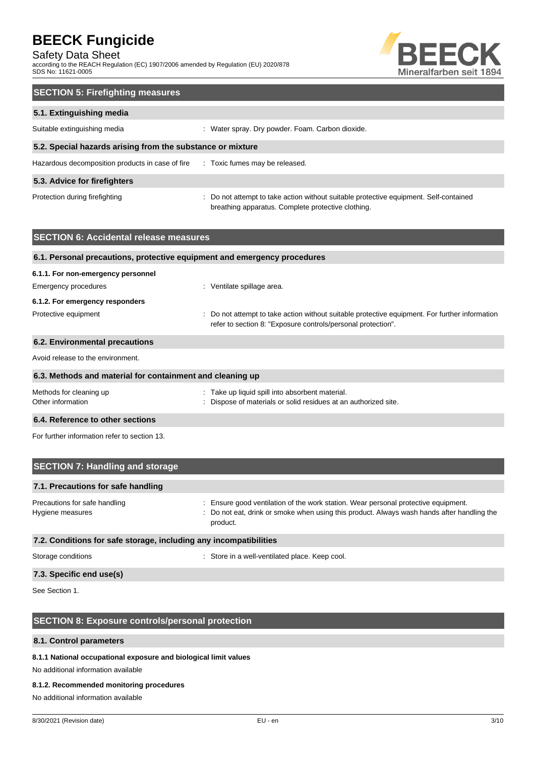## SECTION 5: Firefighting measures

### 5.1. Extinguishing media

Suitable extinguishing media : Water spray. Dry powder. Foam. Carbon dioxide.

### 5.2. Special hazards arising from the substance or mixture

Hazardous decomposition products in case of fire : Toxic fumes may be released.

### 5.3. Advice for firefighters

Protection during firefighting : Do not attempt to take action without suitable protective equipment. Self-contained breathing apparatus. Complete protective clothing.

## SECTION 6: Accidental release measures

### 6.1. Personal precautions, protective equipment and emergency procedures

**6.1.1. For non-emergency personnel**

Emergency procedures : Ventilate spillage area.

**6.1.2. For emergency responders**

Protective equipment : Do not attempt to take action without suitable protective equipment. For further information refer to section 8: "Exposure controls/personal protection".

### 6.2. Environmental precautions

Avoid release to the environment.

### 6.3. Methods and material for containment and cleaning up

Methods for cleaning up : Take up liquid spill into absorbent material.

Other information : Dispose of materials or solid residues at an authorized site.

### 6.4. Reference to other sections

For further information refer to section 13.

## SECTION 7: Handling and storage

### 7.1. Precautions for safe handling

Precautions for safe handling : Ensure good ventilation of the work station. Wear personal protective equipment.

Hygiene measures : Do not eat, drink or smoke when using this product. Always wash hands after handling the product.

### 7.2. Conditions for safe storage, including any incompatibilities

Storage conditions : Store in a well-ventilated place. Keep cool.

### 7.3. Specific end use(s)

See Section 1.

## SECTION 8: Exposure controls/personal protection

### 8.1. Control parameters

**8.1.1 National occupational exposure and biological limit values**

No additional information available

**8.1.2. Recommended monitoring procedures**

No additional information available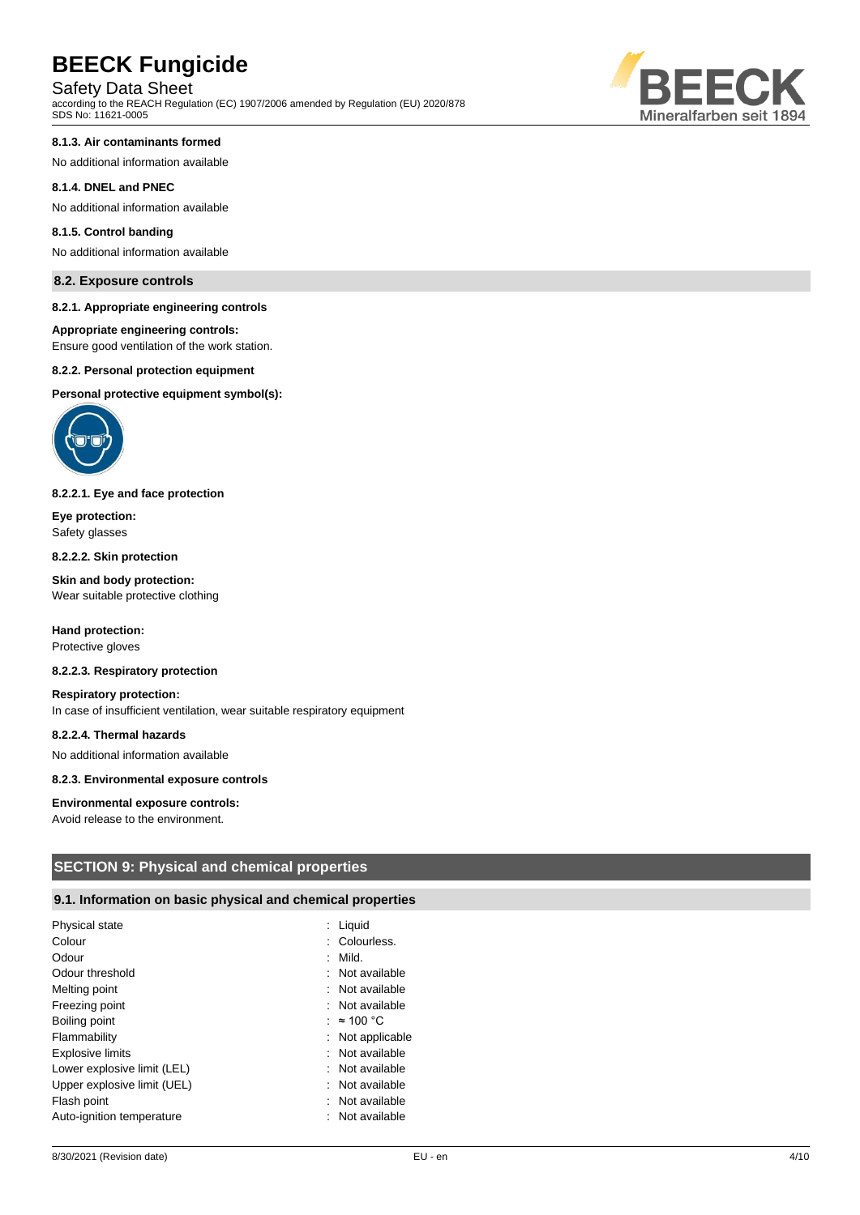#### 8.1.3. Air contaminants formed

No additional information available

#### 8.1.4. DNEL and PNEC

No additional information available

#### 8.1.5. Control banding

No additional information available

### 8.2. Exposure controls

#### 8.2.1. Appropriate engineering controls

**Appropriate engineering controls:**
Ensure good ventilation of the work station.

#### 8.2.2. Personal protection equipment

**Personal protective equipment symbol(s):**

#### 8.2.2.1. Eye and face protection

**Eye protection:**
Safety glasses

#### 8.2.2.2. Skin protection

**Skin and body protection:**
Wear suitable protective clothing

**Hand protection:**
Protective gloves

#### 8.2.2.3. Respiratory protection

**Respiratory protection:**
In case of insufficient ventilation, wear suitable respiratory equipment

#### 8.2.2.4. Thermal hazards

No additional information available

#### 8.2.3. Environmental exposure controls

**Environmental exposure controls:**
Avoid release to the environment.

## SECTION 9: Physical and chemical properties

### 9.1. Information on basic physical and chemical properties

| | |
|---|---|
| Physical state | : Liquid |
| Colour | : Colourless. |
| Odour | : Mild. |
| Odour threshold | : Not available |
| Melting point | : Not available |
| Freezing point | : Not available |
| Boiling point | : ≈ 100 °C |
| Flammability | : Not applicable |
| Explosive limits | : Not available |
| Lower explosive limit (LEL) | : Not available |
| Upper explosive limit (UEL) | : Not available |
| Flash point | : Not available |
| Auto-ignition temperature | : Not available |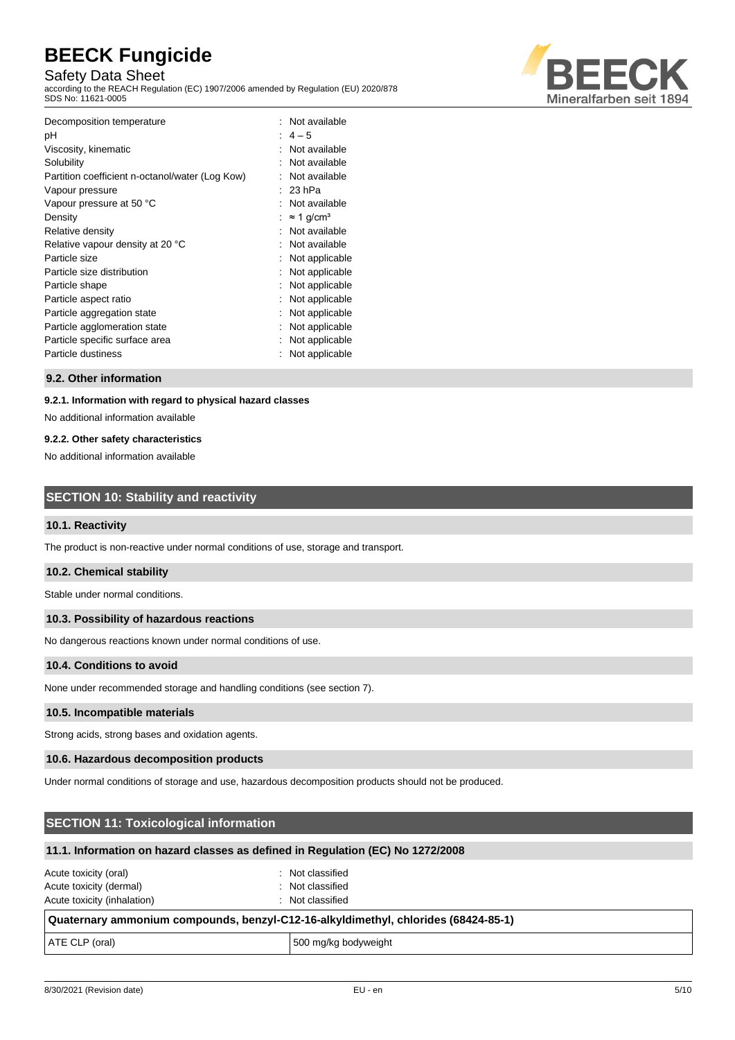| | |
|---|---|
| Decomposition temperature | : Not available |
| pH | : 4 – 5 |
| Viscosity, kinematic | : Not available |
| Solubility | : Not available |
| Partition coefficient n-octanol/water (Log Kow) | : Not available |
| Vapour pressure | : 23 hPa |
| Vapour pressure at 50 °C | : Not available |
| Density | : ≈ 1 g/cm³ |
| Relative density | : Not available |
| Relative vapour density at 20 °C | : Not available |
| Particle size | : Not applicable |
| Particle size distribution | : Not applicable |
| Particle shape | : Not applicable |
| Particle aspect ratio | : Not applicable |
| Particle aggregation state | : Not applicable |
| Particle agglomeration state | : Not applicable |
| Particle specific surface area | : Not applicable |
| Particle dustiness | : Not applicable |

### 9.2. Other information

#### 9.2.1. Information with regard to physical hazard classes

No additional information available

#### 9.2.2. Other safety characteristics

No additional information available

## SECTION 10: Stability and reactivity

### 10.1. Reactivity

The product is non-reactive under normal conditions of use, storage and transport.

### 10.2. Chemical stability

Stable under normal conditions.

### 10.3. Possibility of hazardous reactions

No dangerous reactions known under normal conditions of use.

### 10.4. Conditions to avoid

None under recommended storage and handling conditions (see section 7).

### 10.5. Incompatible materials

Strong acids, strong bases and oxidation agents.

### 10.6. Hazardous decomposition products

Under normal conditions of storage and use, hazardous decomposition products should not be produced.

## SECTION 11: Toxicological information

### 11.1. Information on hazard classes as defined in Regulation (EC) No 1272/2008

| | |
|---|---|
| Acute toxicity (oral) | : Not classified |
| Acute toxicity (dermal) | : Not classified |
| Acute toxicity (inhalation) | : Not classified |

| Quaternary ammonium compounds, benzyl-C12-16-alkyldimethyl, chlorides (68424-85-1) | |
|---|---|
| ATE CLP (oral) | 500 mg/kg bodyweight |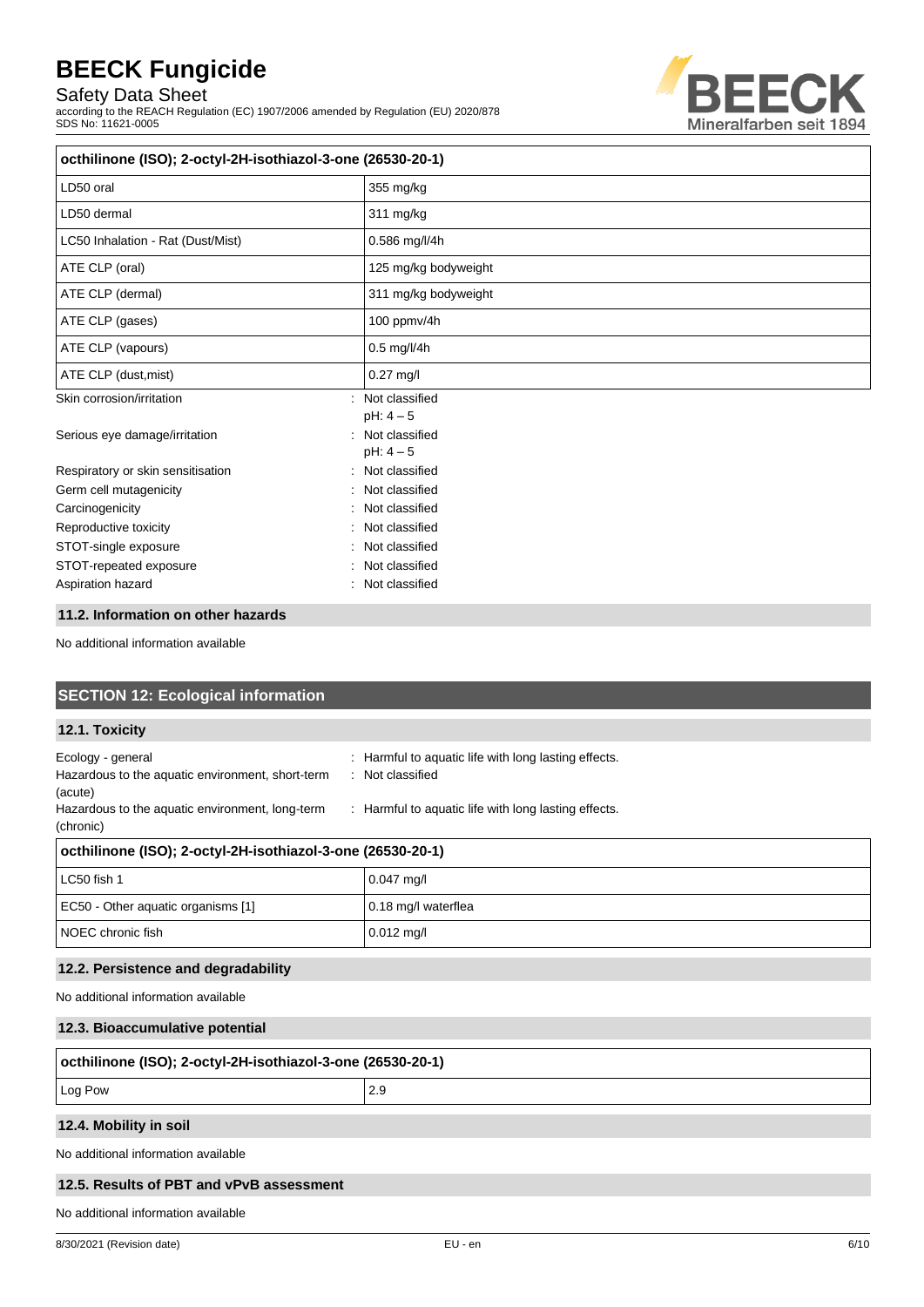| octhilinone (ISO); 2-octyl-2H-isothiazol-3-one (26530-20-1) | |
|---|---|
| LD50 oral | 355 mg/kg |
| LD50 dermal | 311 mg/kg |
| LC50 Inhalation - Rat (Dust/Mist) | 0.586 mg/l/4h |
| ATE CLP (oral) | 125 mg/kg bodyweight |
| ATE CLP (dermal) | 311 mg/kg bodyweight |
| ATE CLP (gases) | 100 ppmv/4h |
| ATE CLP (vapours) | 0.5 mg/l/4h |
| ATE CLP (dust,mist) | 0.27 mg/l |

Skin corrosion/irritation : Not classified
pH: 4 – 5

Serious eye damage/irritation : Not classified
pH: 4 – 5

Respiratory or skin sensitisation : Not classified

Germ cell mutagenicity : Not classified

Carcinogenicity : Not classified

Reproductive toxicity : Not classified

STOT-single exposure : Not classified

STOT-repeated exposure : Not classified

Aspiration hazard : Not classified

### 11.2. Information on other hazards

No additional information available

## SECTION 12: Ecological information

### 12.1. Toxicity

Ecology - general : Harmful to aquatic life with long lasting effects.

Hazardous to the aquatic environment, short-term (acute) : Not classified

Hazardous to the aquatic environment, long-term (chronic) : Harmful to aquatic life with long lasting effects.

| octhilinone (ISO); 2-octyl-2H-isothiazol-3-one (26530-20-1) | |
|---|---|
| LC50 fish 1 | 0.047 mg/l |
| EC50 - Other aquatic organisms [1] | 0.18 mg/l waterflea |
| NOEC chronic fish | 0.012 mg/l |

### 12.2. Persistence and degradability

No additional information available

### 12.3. Bioaccumulative potential

| octhilinone (ISO); 2-octyl-2H-isothiazol-3-one (26530-20-1) | |
|---|---|
| Log Pow | 2.9 |

### 12.4. Mobility in soil

No additional information available

### 12.5. Results of PBT and vPvB assessment

No additional information available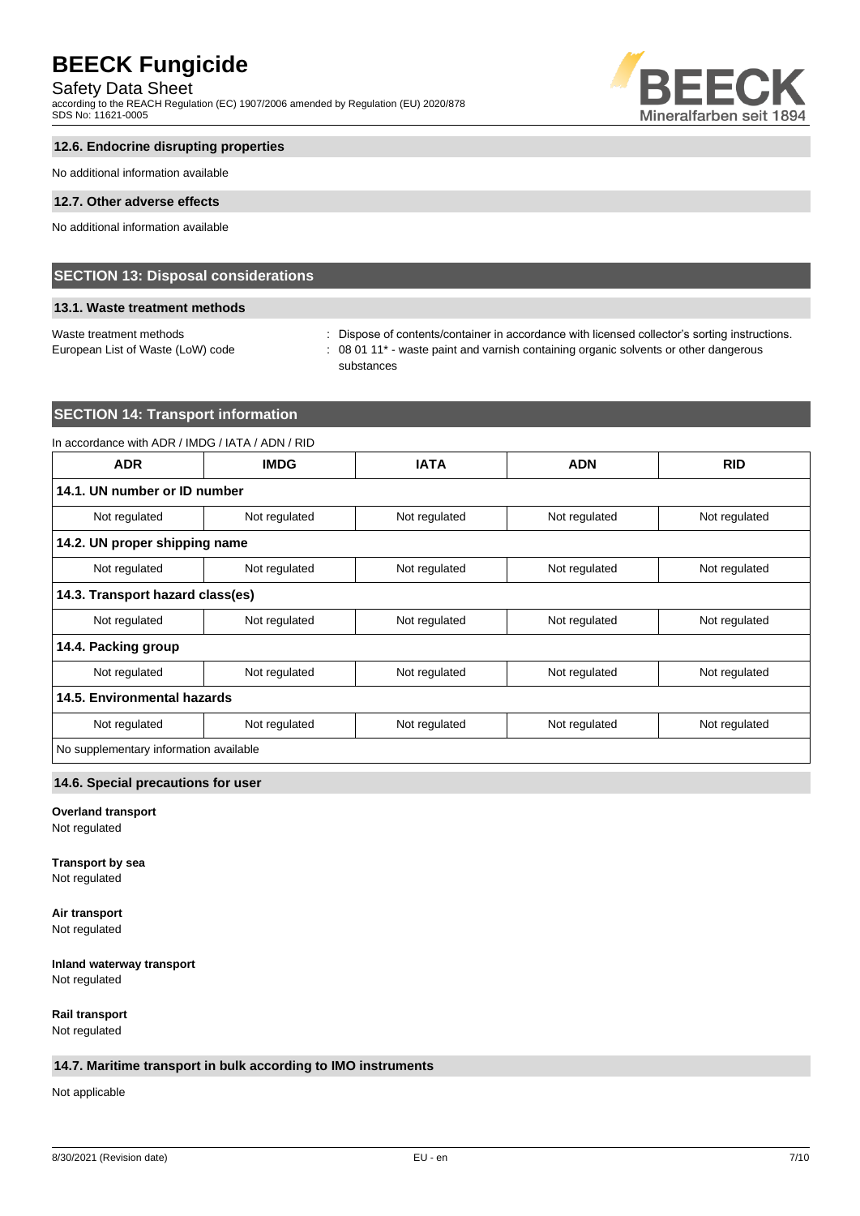### 12.6. Endocrine disrupting properties

No additional information available

### 12.7. Other adverse effects

No additional information available

## SECTION 13: Disposal considerations

### 13.1. Waste treatment methods

Waste treatment methods : Dispose of contents/container in accordance with licensed collector's sorting instructions.

European List of Waste (LoW) code : 08 01 11* - waste paint and varnish containing organic solvents or other dangerous substances

## SECTION 14: Transport information

In accordance with ADR / IMDG / IATA / ADN / RID

| ADR | IMDG | IATA | ADN | RID |
|---|---|---|---|---|
| **14.1. UN number or ID number** | | | | |
| Not regulated | Not regulated | Not regulated | Not regulated | Not regulated |
| **14.2. UN proper shipping name** | | | | |
| Not regulated | Not regulated | Not regulated | Not regulated | Not regulated |
| **14.3. Transport hazard class(es)** | | | | |
| Not regulated | Not regulated | Not regulated | Not regulated | Not regulated |
| **14.4. Packing group** | | | | |
| Not regulated | Not regulated | Not regulated | Not regulated | Not regulated |
| **14.5. Environmental hazards** | | | | |
| Not regulated | Not regulated | Not regulated | Not regulated | Not regulated |
| No supplementary information available | | | | |

### 14.6. Special precautions for user

**Overland transport**

Not regulated

**Transport by sea**

Not regulated

**Air transport**

Not regulated

**Inland waterway transport**

Not regulated

**Rail transport**

Not regulated

### 14.7. Maritime transport in bulk according to IMO instruments

Not applicable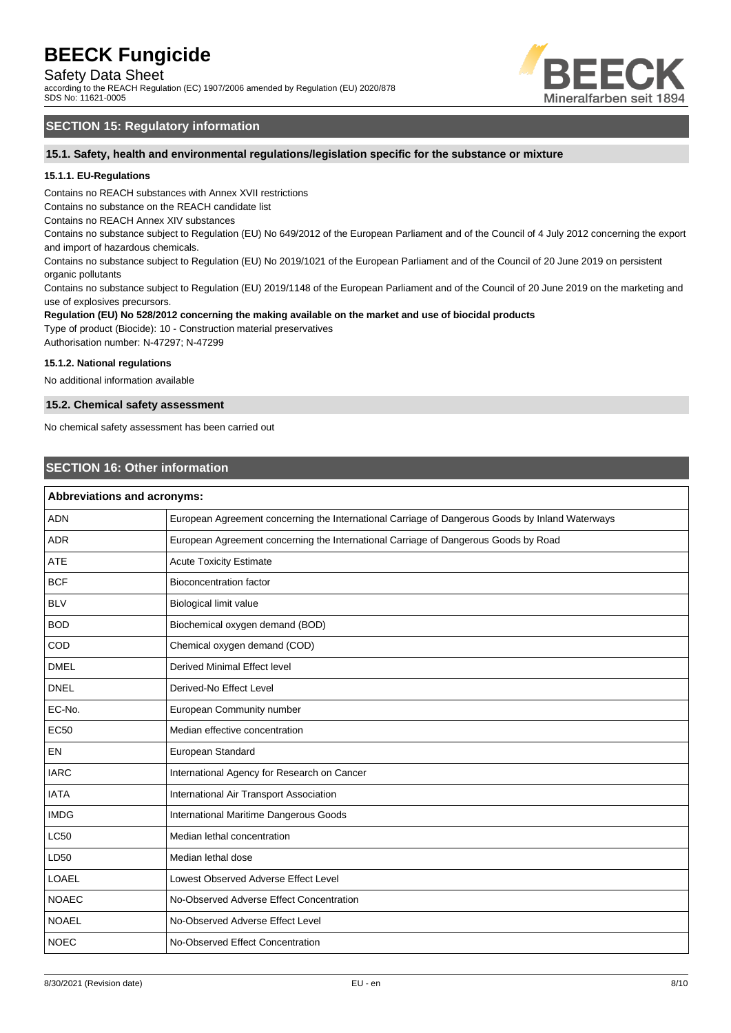## SECTION 15: Regulatory information

### 15.1. Safety, health and environmental regulations/legislation specific for the substance or mixture

#### 15.1.1. EU-Regulations

Contains no REACH substances with Annex XVII restrictions

Contains no substance on the REACH candidate list

Contains no REACH Annex XIV substances

Contains no substance subject to Regulation (EU) No 649/2012 of the European Parliament and of the Council of 4 July 2012 concerning the export and import of hazardous chemicals.

Contains no substance subject to Regulation (EU) No 2019/1021 of the European Parliament and of the Council of 20 June 2019 on persistent organic pollutants

Contains no substance subject to Regulation (EU) 2019/1148 of the European Parliament and of the Council of 20 June 2019 on the marketing and use of explosives precursors.

**Regulation (EU) No 528/2012 concerning the making available on the market and use of biocidal products**

Type of product (Biocide): 10 - Construction material preservatives

Authorisation number: N-47297; N-47299

#### 15.1.2. National regulations

No additional information available

### 15.2. Chemical safety assessment

No chemical safety assessment has been carried out

## SECTION 16: Other information

| Abbreviations and acronyms: | |
|---|---|
| ADN | European Agreement concerning the International Carriage of Dangerous Goods by Inland Waterways |
| ADR | European Agreement concerning the International Carriage of Dangerous Goods by Road |
| ATE | Acute Toxicity Estimate |
| BCF | Bioconcentration factor |
| BLV | Biological limit value |
| BOD | Biochemical oxygen demand (BOD) |
| COD | Chemical oxygen demand (COD) |
| DMEL | Derived Minimal Effect level |
| DNEL | Derived-No Effect Level |
| EC-No. | European Community number |
| EC50 | Median effective concentration |
| EN | European Standard |
| IARC | International Agency for Research on Cancer |
| IATA | International Air Transport Association |
| IMDG | International Maritime Dangerous Goods |
| LC50 | Median lethal concentration |
| LD50 | Median lethal dose |
| LOAEL | Lowest Observed Adverse Effect Level |
| NOAEC | No-Observed Adverse Effect Concentration |
| NOAEL | No-Observed Adverse Effect Level |
| NOEC | No-Observed Effect Concentration |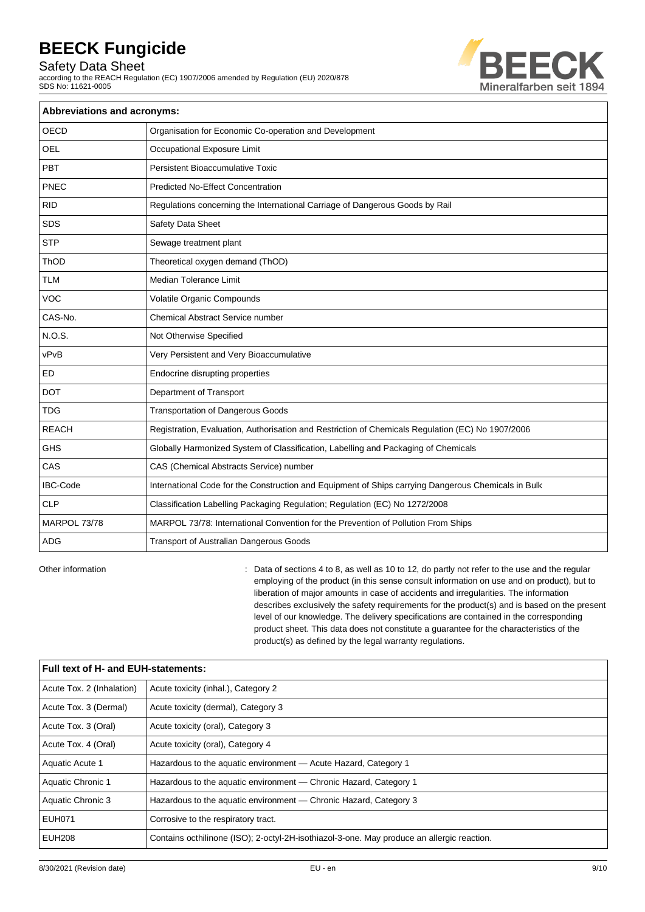| Abbreviations and acronyms: | |
|---|---|
| OECD | Organisation for Economic Co-operation and Development |
| OEL | Occupational Exposure Limit |
| PBT | Persistent Bioaccumulative Toxic |
| PNEC | Predicted No-Effect Concentration |
| RID | Regulations concerning the International Carriage of Dangerous Goods by Rail |
| SDS | Safety Data Sheet |
| STP | Sewage treatment plant |
| ThOD | Theoretical oxygen demand (ThOD) |
| TLM | Median Tolerance Limit |
| VOC | Volatile Organic Compounds |
| CAS-No. | Chemical Abstract Service number |
| N.O.S. | Not Otherwise Specified |
| vPvB | Very Persistent and Very Bioaccumulative |
| ED | Endocrine disrupting properties |
| DOT | Department of Transport |
| TDG | Transportation of Dangerous Goods |
| REACH | Registration, Evaluation, Authorisation and Restriction of Chemicals Regulation (EC) No 1907/2006 |
| GHS | Globally Harmonized System of Classification, Labelling and Packaging of Chemicals |
| CAS | CAS (Chemical Abstracts Service) number |
| IBC-Code | International Code for the Construction and Equipment of Ships carrying Dangerous Chemicals in Bulk |
| CLP | Classification Labelling Packaging Regulation; Regulation (EC) No 1272/2008 |
| MARPOL 73/78 | MARPOL 73/78: International Convention for the Prevention of Pollution From Ships |
| ADG | Transport of Australian Dangerous Goods |

Other information : Data of sections 4 to 8, as well as 10 to 12, do partly not refer to the use and the regular employing of the product (in this sense consult information on use and on product), but to liberation of major amounts in case of accidents and irregularities. The information describes exclusively the safety requirements for the product(s) and is based on the present level of our knowledge. The delivery specifications are contained in the corresponding product sheet. This data does not constitute a guarantee for the characteristics of the product(s) as defined by the legal warranty regulations.

| Full text of H- and EUH-statements: | |
|---|---|
| Acute Tox. 2 (Inhalation) | Acute toxicity (inhal.), Category 2 |
| Acute Tox. 3 (Dermal) | Acute toxicity (dermal), Category 3 |
| Acute Tox. 3 (Oral) | Acute toxicity (oral), Category 3 |
| Acute Tox. 4 (Oral) | Acute toxicity (oral), Category 4 |
| Aquatic Acute 1 | Hazardous to the aquatic environment — Acute Hazard, Category 1 |
| Aquatic Chronic 1 | Hazardous to the aquatic environment — Chronic Hazard, Category 1 |
| Aquatic Chronic 3 | Hazardous to the aquatic environment — Chronic Hazard, Category 3 |
| EUH071 | Corrosive to the respiratory tract. |
| EUH208 | Contains octhilinone (ISO); 2-octyl-2H-isothiazol-3-one. May produce an allergic reaction. |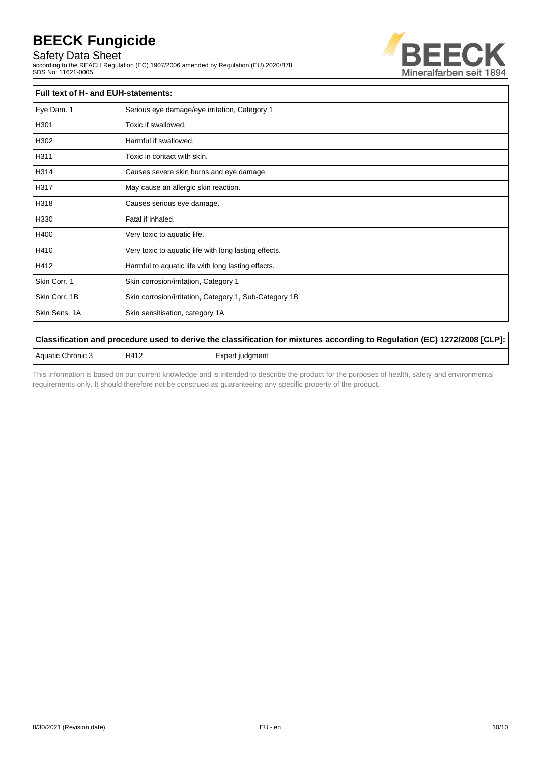| Full text of H- and EUH-statements: | |
|---|---|
| Eye Dam. 1 | Serious eye damage/eye irritation, Category 1 |
| H301 | Toxic if swallowed. |
| H302 | Harmful if swallowed. |
| H311 | Toxic in contact with skin. |
| H314 | Causes severe skin burns and eye damage. |
| H317 | May cause an allergic skin reaction. |
| H318 | Causes serious eye damage. |
| H330 | Fatal if inhaled. |
| H400 | Very toxic to aquatic life. |
| H410 | Very toxic to aquatic life with long lasting effects. |
| H412 | Harmful to aquatic life with long lasting effects. |
| Skin Corr. 1 | Skin corrosion/irritation, Category 1 |
| Skin Corr. 1B | Skin corrosion/irritation, Category 1, Sub-Category 1B |
| Skin Sens. 1A | Skin sensitisation, category 1A |

| Classification and procedure used to derive the classification for mixtures according to Regulation (EC) 1272/2008 [CLP]: | | |
|---|---|---|
| Aquatic Chronic 3 | H412 | Expert judgment |

This information is based on our current knowledge and is intended to describe the product for the purposes of health, safety and environmental requirements only. It should therefore not be construed as guaranteeing any specific property of the product.